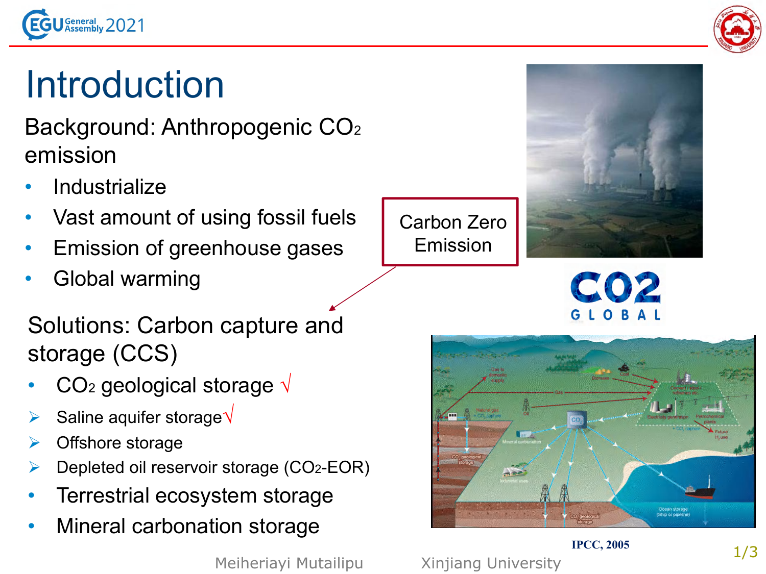# Introduction

Background: Anthropogenic $CO_2$ emission

- Industrialize
- Vast amount of using fossil fuels
- Emission of greenhouse gases
- Global warming

Carbon Zero Emission

Solutions: Carbon capture and storage (CCS)

- $CO_2$ geological storage √
  - Saline aquifer storage √
  - Offshore storage
  - Depleted oil reservoir storage ($CO_2$-EOR)
- Terrestrial ecosystem storage
- Mineral carbonation storage

IPCC, 2005

Meiheriayi Mutailipu Xinjiang University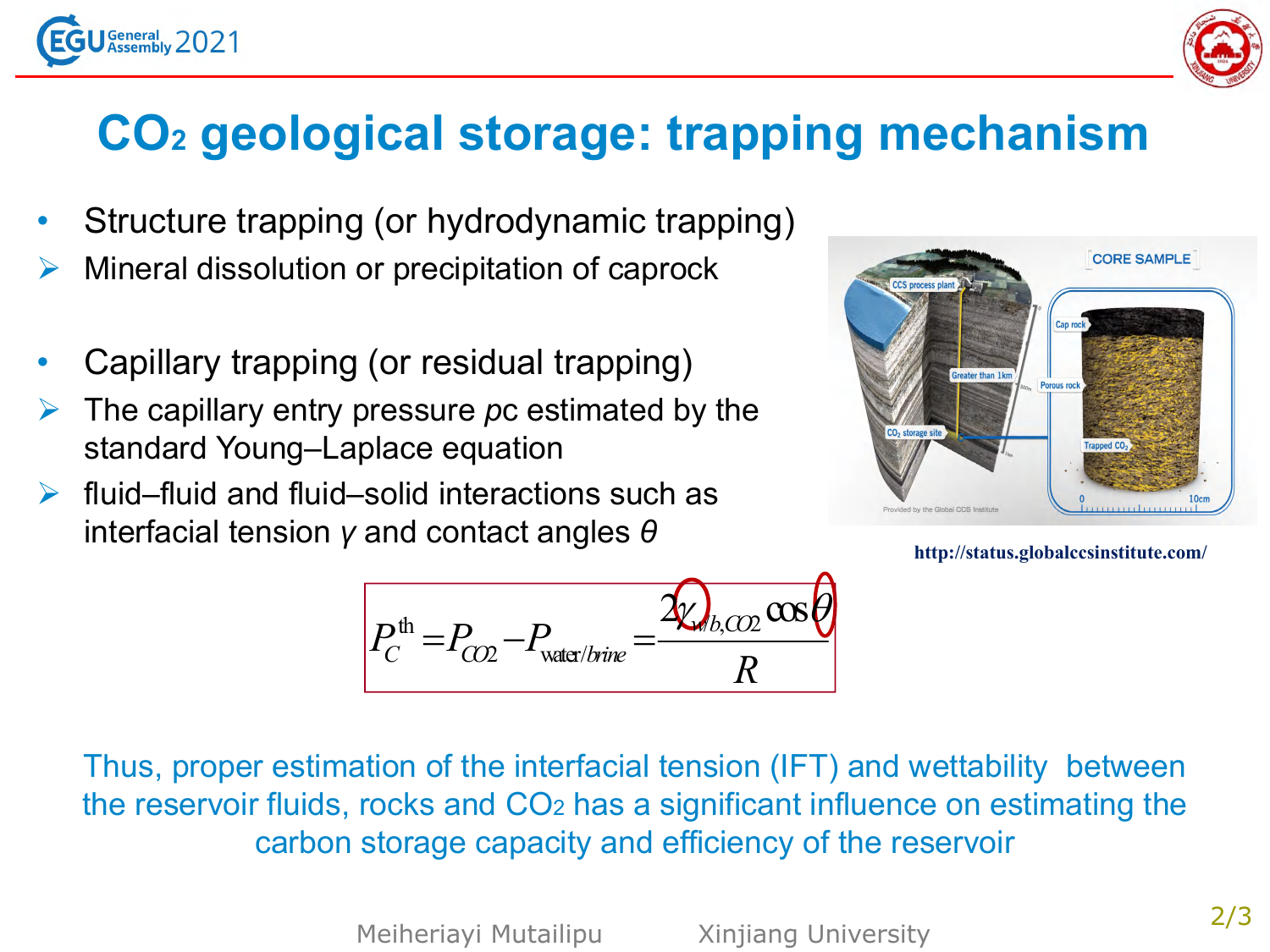# $CO_2$ geological storage: trapping mechanism

- Structure trapping (or hydrodynamic trapping)
  - Mineral dissolution or precipitation of caprock
- Capillary trapping (or residual trapping)
  - The capillary entry pressure *pc* estimated by the standard Young–Laplace equation
  - fluid–fluid and fluid–solid interactions such as interfacial tension $\gamma$ and contact angles $\theta$

http://status.globalccsinstitute.com/

$$P_C^{th} = P_{CO2} - P_{water/brine} = \frac{2\gamma_{wb,CO2}\cos\theta}{R}$$

Thus, proper estimation of the interfacial tension (IFT) and wettability between the reservoir fluids, rocks and $CO_2$ has a significant influence on estimating the carbon storage capacity and efficiency of the reservoir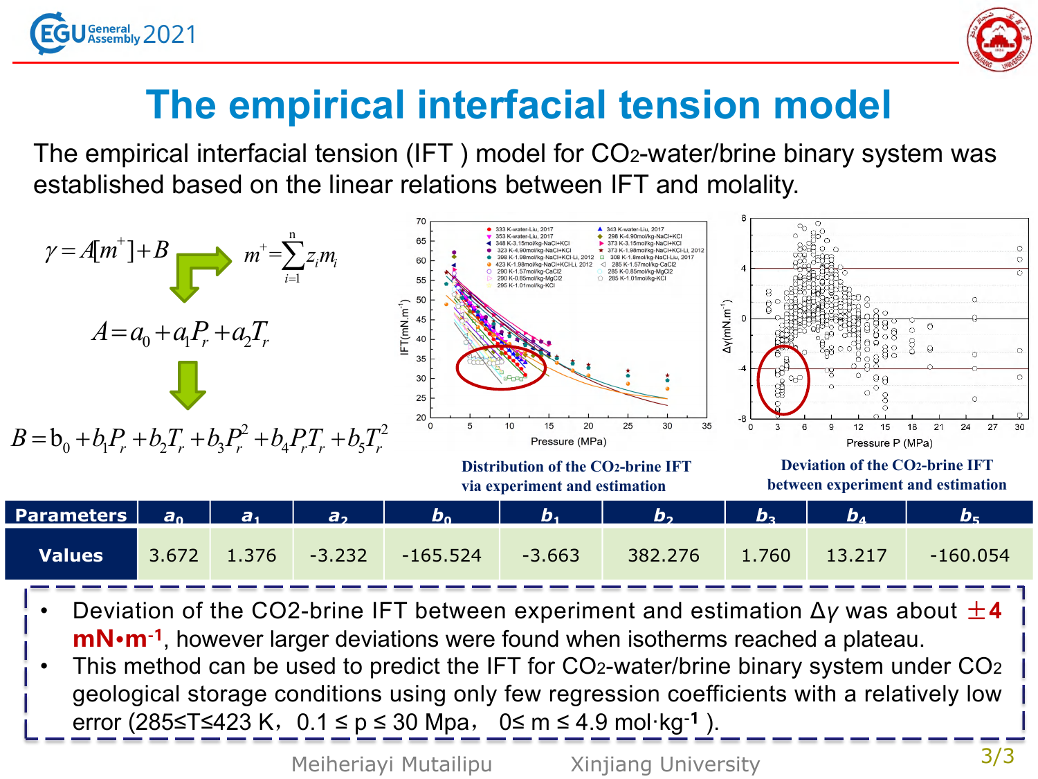# The empirical interfacial tension model

The empirical interfacial tension (IFT ) model for $CO_2$-water/brine binary system was established based on the linear relations between IFT and molality.

$$\gamma = A[m^+] + B \qquad m^+ = \sum_{i=1}^{n} z_i m_i$$

$$A = a_0 + a_1 P_r + a_2 T_r$$

$$B = b_0 + b_1 P_r + b_2 T_r + b_3 P_r^2 + b_4 P_r T_r + b_5 T_r^2$$

IFT(mN.m-1)

Pressure (MPa)

333 K-water-Liu, 2017
353 K-water-Liu, 2017
348 K-3.15mol/kg-NaCl+KCl
323 K-4.90mol/kg-NaCl+KCl
398 K-1.98mol/kg-NaCl+KCl-Li, 2012
423 K-1.98mol/kg-NaCl+KCl-Li, 2012
290 K-1.57mol/kg-CaCl2
290 K-0.85mol/kg-MgCl2
295 K-1.01mol/kg-KCl
343 K-water-Liu, 2017
298 K-4.90mol/kg-NaCl+KCl
373 K-3.15mol/kg-NaCl+KCl
373 K-1.98mol/kg-NaCl+KCl-Li, 2012
308 K-1.8mol/kg-NaCl-Liu, 2017
285 K-1.57mol/kg-CaCl2
285 K-0.85mol/kg-MgCl2
285 K-1.01mol/kg-KCl

**Distribution of the $CO_2$-brine IFT via experiment and estimation**

Δγ(mN.m-1)

Pressure P (MPa)

**Deviation of the $CO_2$-brine IFT between experiment and estimation**

| Parameters | $a_0$ | $a_1$ | $a_2$ | $b_0$ | $b_1$ | $b_2$ | $b_3$ | $b_4$ | $b_5$ |
|---|---|---|---|---|---|---|---|---|---|
| **Values** | 3.672 | 1.376 | -3.232 | -165.524 | -3.663 | 382.276 | 1.760 | 13.217 | -160.054 |

- Deviation of the CO2-brine IFT between experiment and estimation $\Delta\gamma$ was about **±4 mN•m⁻¹** — rendered as **$\pm 4$ mN•m$^{-1}$**, however larger deviations were found when isotherms reached a plateau.
- This method can be used to predict the IFT for $CO_2$-water/brine binary system under $CO_2$ geological storage conditions using only few regression coefficients with a relatively low error (285≤T≤423 K, 0.1 ≤ p ≤ 30 Mpa, 0≤ m ≤ 4.9 mol·kg$^{-1}$ ).

Meiheriayi Mutailipu Xinjiang University